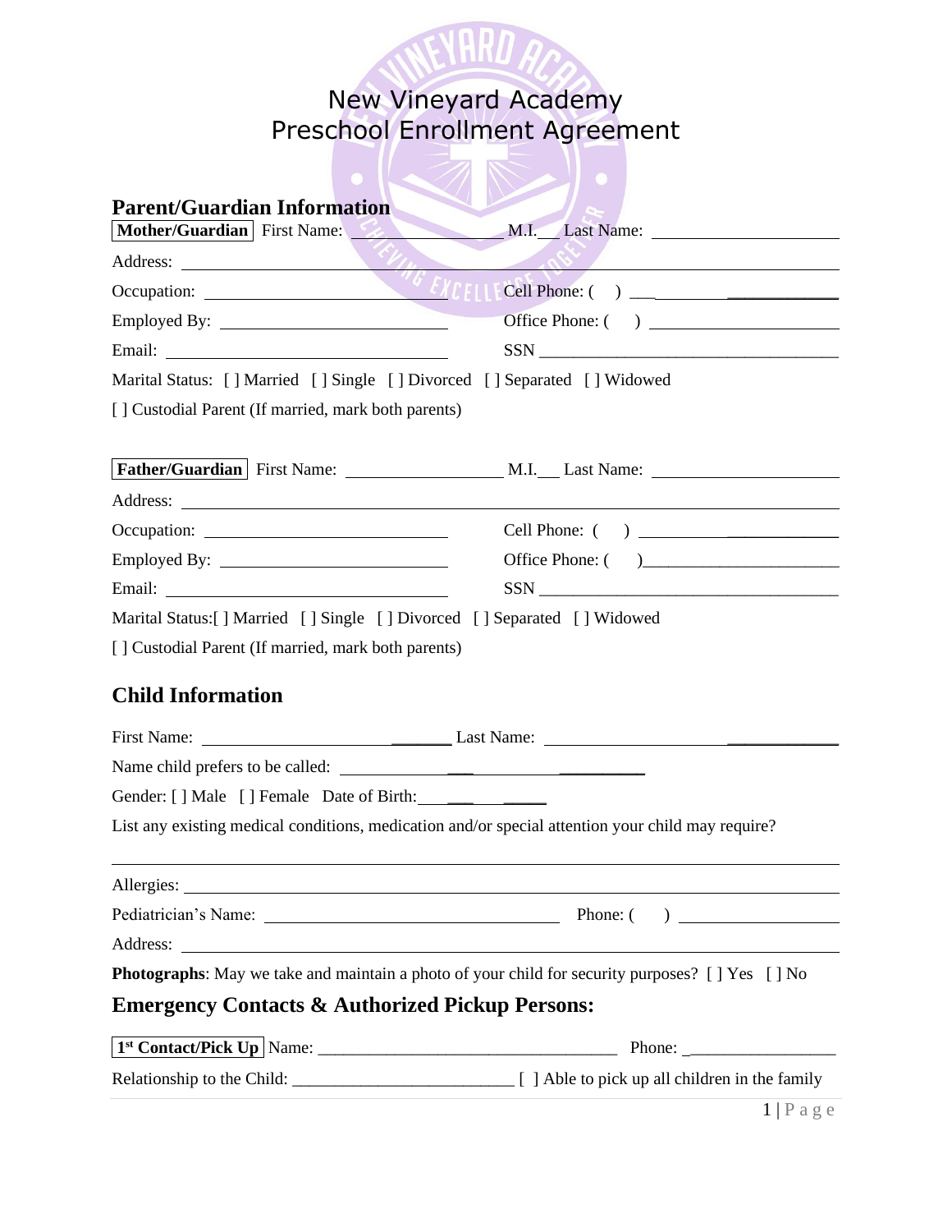# New Vineyard Academy
# Preschool Enrollment Agreement

## Parent/Guardian Information

**Mother/Guardian** First Name: ________________ M.I.___ Last Name: ____________________

Address: ____________________________________________________________

Occupation: ________________________ Cell Phone: ( ) ____________________

Employed By: ________________________ Office Phone: ( ) ____________________

Email: ____________________________ SSN ________________________________

Marital Status: [ ] Married [ ] Single [ ] Divorced [ ] Separated [ ] Widowed

[ ] Custodial Parent (If married, mark both parents)

**Father/Guardian** First Name: ________________ M.I.___ Last Name: ____________________

Address: ____________________________________________________________

Occupation: ________________________ Cell Phone: ( ) ____________________

Employed By: ________________________ Office Phone: ( )____________________

Email: ____________________________ SSN ________________________________

Marital Status:[ ] Married [ ] Single [ ] Divorced [ ] Separated [ ] Widowed

[ ] Custodial Parent (If married, mark both parents)

## Child Information

First Name: __________________________ Last Name: __________________________

Name child prefers to be called: ______________________________

Gender: [ ] Male [ ] Female Date of Birth:____________

List any existing medical conditions, medication and/or special attention your child may require?

____________________________________________________________

Allergies: ____________________________________________________________

Pediatrician's Name: ______________________________ Phone: ( ) ________________

Address: ____________________________________________________________

**Photographs**: May we take and maintain a photo of your child for security purposes? [ ] Yes [ ] No

## Emergency Contacts & Authorized Pickup Persons:

**1st Contact/Pick Up** Name: ___________________________________ Phone: _________________

Relationship to the Child: _________________________ [ ] Able to pick up all children in the family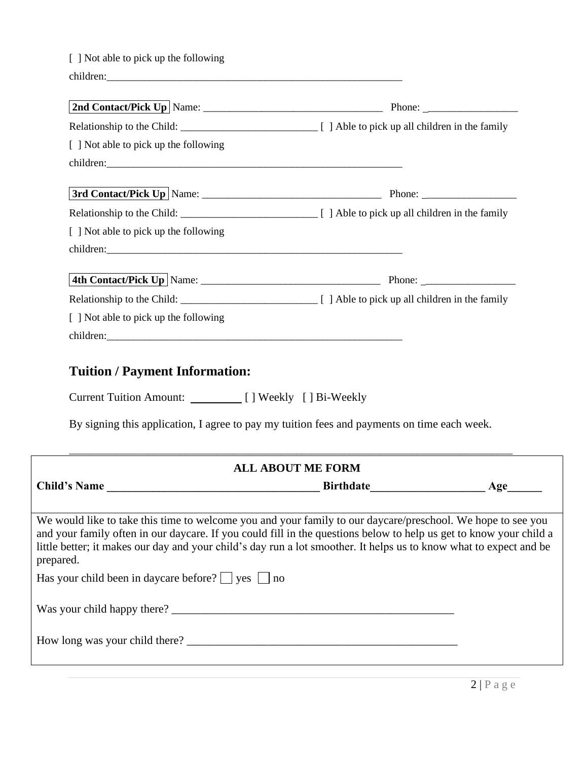[ ] Not able to pick up the following children:___________________________________________________________

**2nd Contact/Pick Up** Name: __________________________________ Phone: _________________

Relationship to the Child: __________________________ [ ] Able to pick up all children in the family

[ ] Not able to pick up the following children:___________________________________________________________

**3rd Contact/Pick Up** Name: __________________________________ Phone: __________________

Relationship to the Child: __________________________ [ ] Able to pick up all children in the family

[ ] Not able to pick up the following children:___________________________________________________________

**4th Contact/Pick Up** Name: __________________________________ Phone: _________________

Relationship to the Child: __________________________ [ ] Able to pick up all children in the family

[ ] Not able to pick up the following children:___________________________________________________________

## Tuition / Payment Information:

Current Tuition Amount: _________ [ ] Weekly [ ] Bi-Weekly

By signing this application, I agree to pay my tuition fees and payments on time each week.

_____________________________________________________________________________________

**ALL ABOUT ME FORM**

**Child's Name _____________________________________ Birthdate___________________ Age______**

We would like to take this time to welcome you and your family to our daycare/preschool. We hope to see you and your family often in our daycare. If you could fill in the questions below to help us get to know your child a little better; it makes our day and your child's day run a lot smoother. It helps us to know what to expect and be prepared.

Has your child been in daycare before? [ ] yes [ ] no

Was your child happy there? ___________________________________________________

How long was your child there? ________________________________________________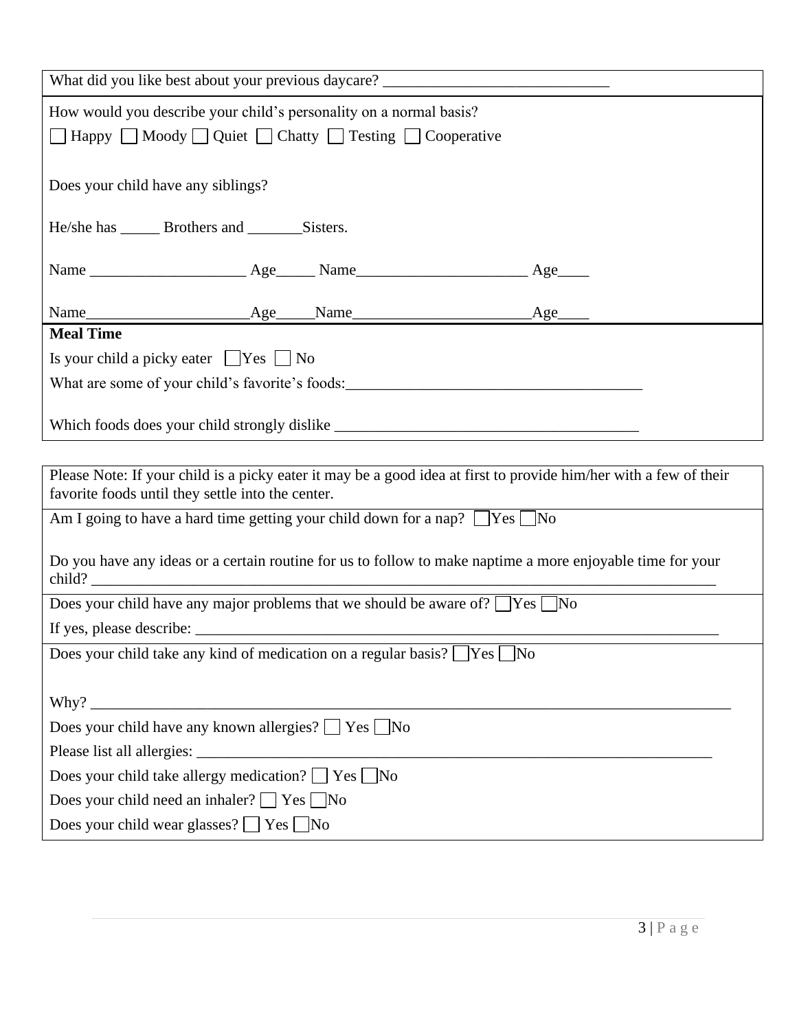What did you like best about your previous daycare? ______________________________

How would you describe your child's personality on a normal basis?

☐ Happy ☐ Moody ☐ Quiet ☐ Chatty ☐ Testing ☐ Cooperative

Does your child have any siblings?

He/she has _____ Brothers and _______Sisters.

Name ____________________ Age_____ Name______________________ Age____

Name____________________Age_____Name______________________Age____

**Meal Time**

Is your child a picky eater ☐ Yes ☐ No

What are some of your child's favorite's foods:_____________________________________

Which foods does your child strongly dislike ______________________________________

Please Note: If your child is a picky eater it may be a good idea at first to provide him/her with a few of their favorite foods until they settle into the center.

Am I going to have a hard time getting your child down for a nap? ☐ Yes ☐ No

Do you have any ideas or a certain routine for us to follow to make naptime a more enjoyable time for your child? ____________________________________________________________________________

Does your child have any major problems that we should be aware of? ☐ Yes ☐ No

If yes, please describe: ______________________________________________________________________

Does your child take any kind of medication on a regular basis? ☐ Yes ☐ No

Why? __________________________________________________________________________________

Does your child have any known allergies? ☐ Yes ☐ No

Please list all allergies: _______________________________________________________________________

Does your child take allergy medication? ☐ Yes ☐ No

Does your child need an inhaler? ☐ Yes ☐ No

Does your child wear glasses? ☐ Yes ☐ No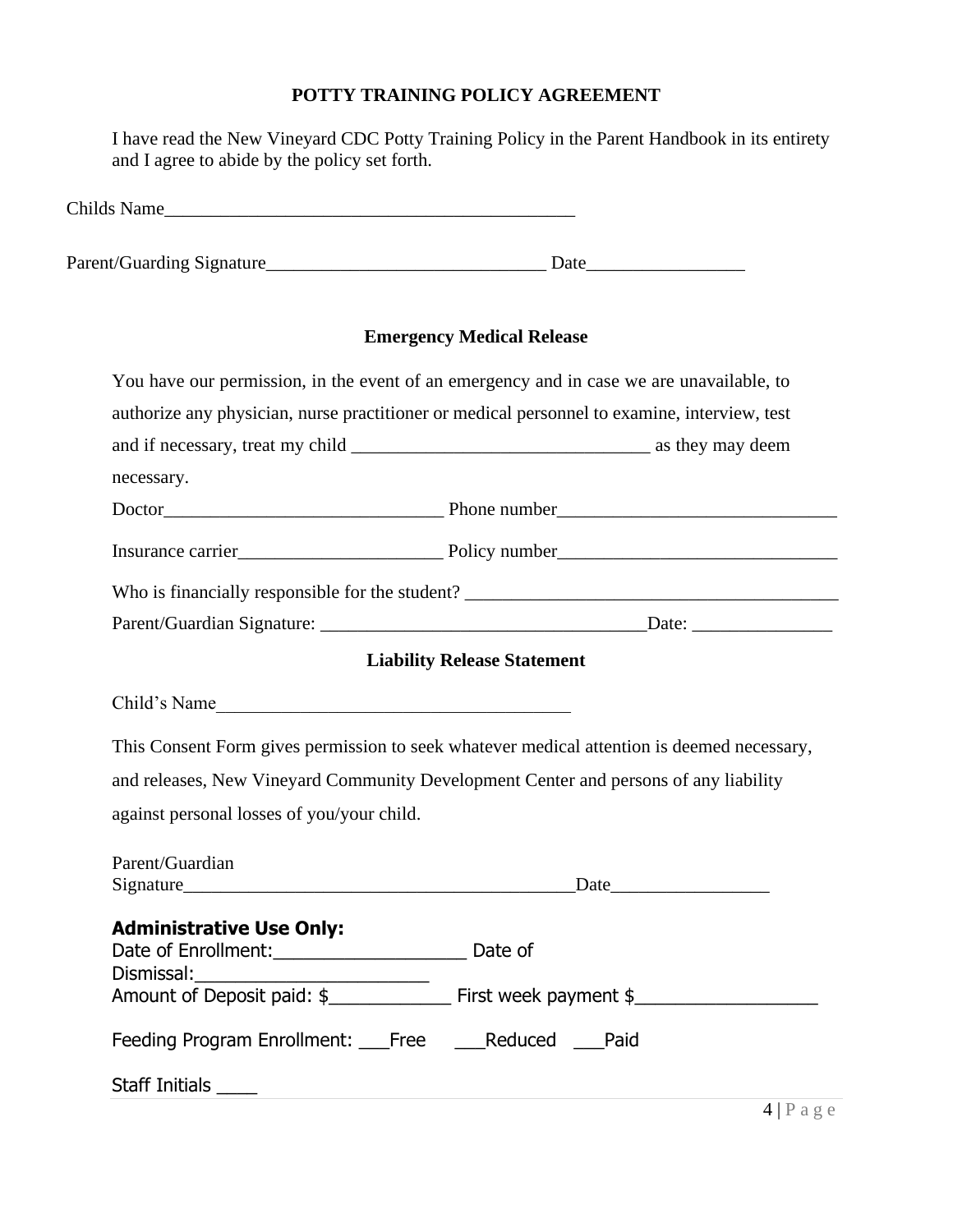**POTTY TRAINING POLICY AGREEMENT**

I have read the New Vineyard CDC Potty Training Policy in the Parent Handbook in its entirety and I agree to abide by the policy set forth.

Childs Name_____________________________________________

Parent/Guarding Signature______________________________ Date_________________

**Emergency Medical Release**

You have our permission, in the event of an emergency and in case we are unavailable, to authorize any physician, nurse practitioner or medical personnel to examine, interview, test and if necessary, treat my child ________________________________ as they may deem necessary.

Doctor______________________________ Phone number______________________________

Insurance carrier______________________ Policy number______________________________

Who is financially responsible for the student? ________________________________________

Parent/Guardian Signature: __________________________________Date: _______________

**Liability Release Statement**

Child's Name_______________________________________

This Consent Form gives permission to seek whatever medical attention is deemed necessary, and releases, New Vineyard Community Development Center and persons of any liability against personal losses of you/your child.

Parent/Guardian Signature__________________________________________Date_________________

**Administrative Use Only:**

Date of Enrollment:___________________ Date of Dismissal:_______________________

Amount of Deposit paid: $____________ First week payment $__________________

Feeding Program Enrollment: ___Free ___Reduced ___Paid

Staff Initials ____